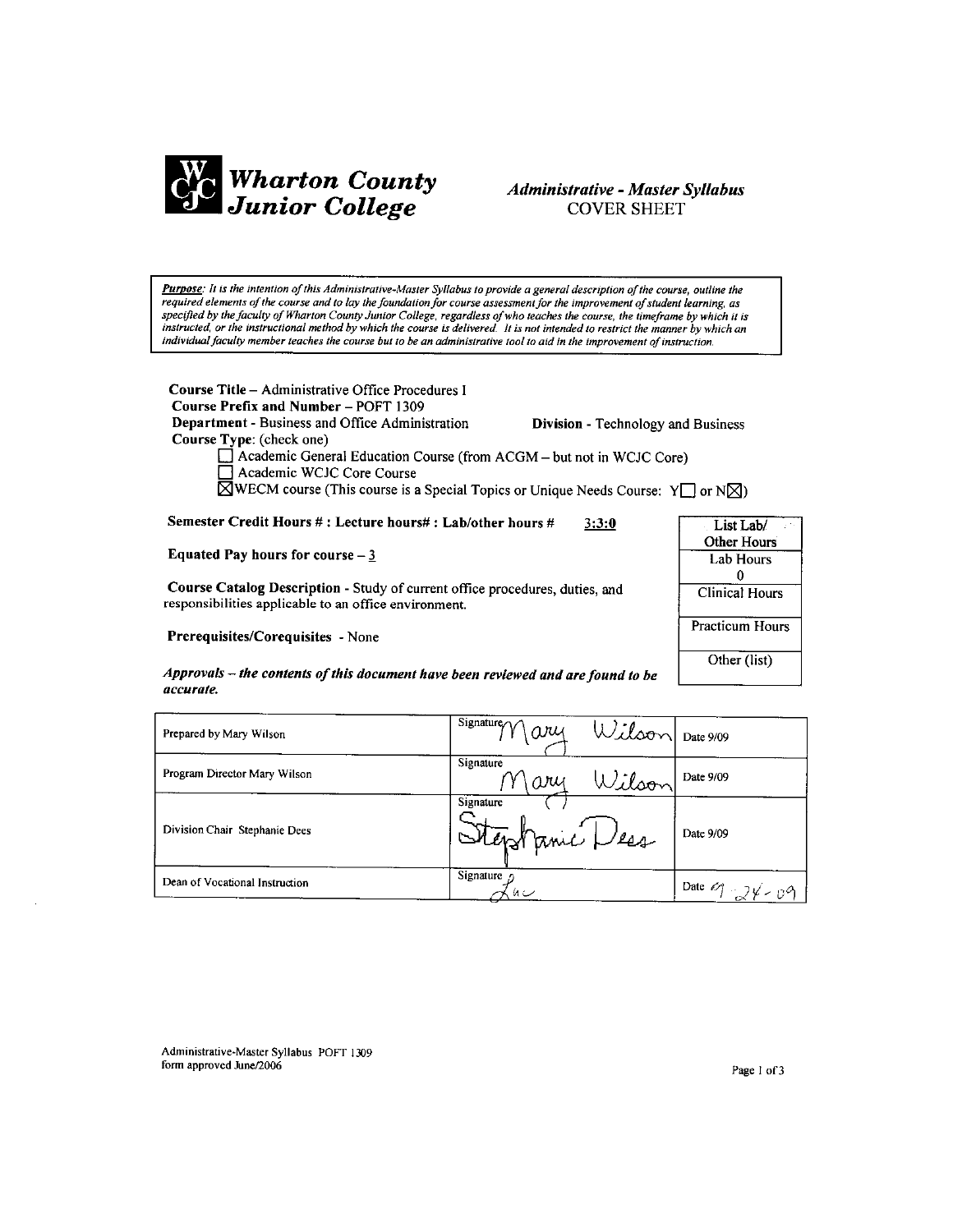# Wharton County Junior College

## *Administrative - Master Syllabus*
COVER SHEET

***Purpose**: It is the intention of this Administrative-Master Syllabus to provide a general description of the course, outline the required elements of the course and to lay the foundation for course assessment for the improvement of student learning, as specified by the faculty of Wharton County Junior College, regardless of who teaches the course, the timeframe by which it is instructed, or the instructional method by which the course is delivered. It is not intended to restrict the manner by which an individual faculty member teaches the course but to be an administrative tool to aid in the improvement of instruction.*

**Course Title** – Administrative Office Procedures I
**Course Prefix and Number** – POFT 1309
**Department** - Business and Office Administration **Division** - Technology and Business
**Course Type**: (check one)

- ☐ Academic General Education Course (from ACGM – but not in WCJC Core)
- ☐ Academic WCJC Core Course
- ☒ WECM course (This course is a Special Topics or Unique Needs Course: Y☐ or N☒)

**Semester Credit Hours # : Lecture hours# : Lab/other hours #** **3:3:0**

**Equated Pay hours for course** – 3

**Course Catalog Description** - Study of current office procedures, duties, and responsibilities applicable to an office environment.

**Prerequisites/Corequisites** - None

| List Lab/ Other Hours |
|---|
| Lab Hours 0 |
| Clinical Hours |
| Practicum Hours |
| Other (list) |

***Approvals – the contents of this document have been reviewed and are found to be accurate.***

| | | |
|---|---|---|
| Prepared by Mary Wilson | Signature Mary Wilson | Date 9/09 |
| Program Director Mary Wilson | Signature Mary Wilson | Date 9/09 |
| Division Chair Stephanie Dees | Signature Stephanie Dees | Date 9/09 |
| Dean of Vocational Instruction | Signature | Date 9-24-09 |

Administrative-Master Syllabus POFT 1309
form approved June/2006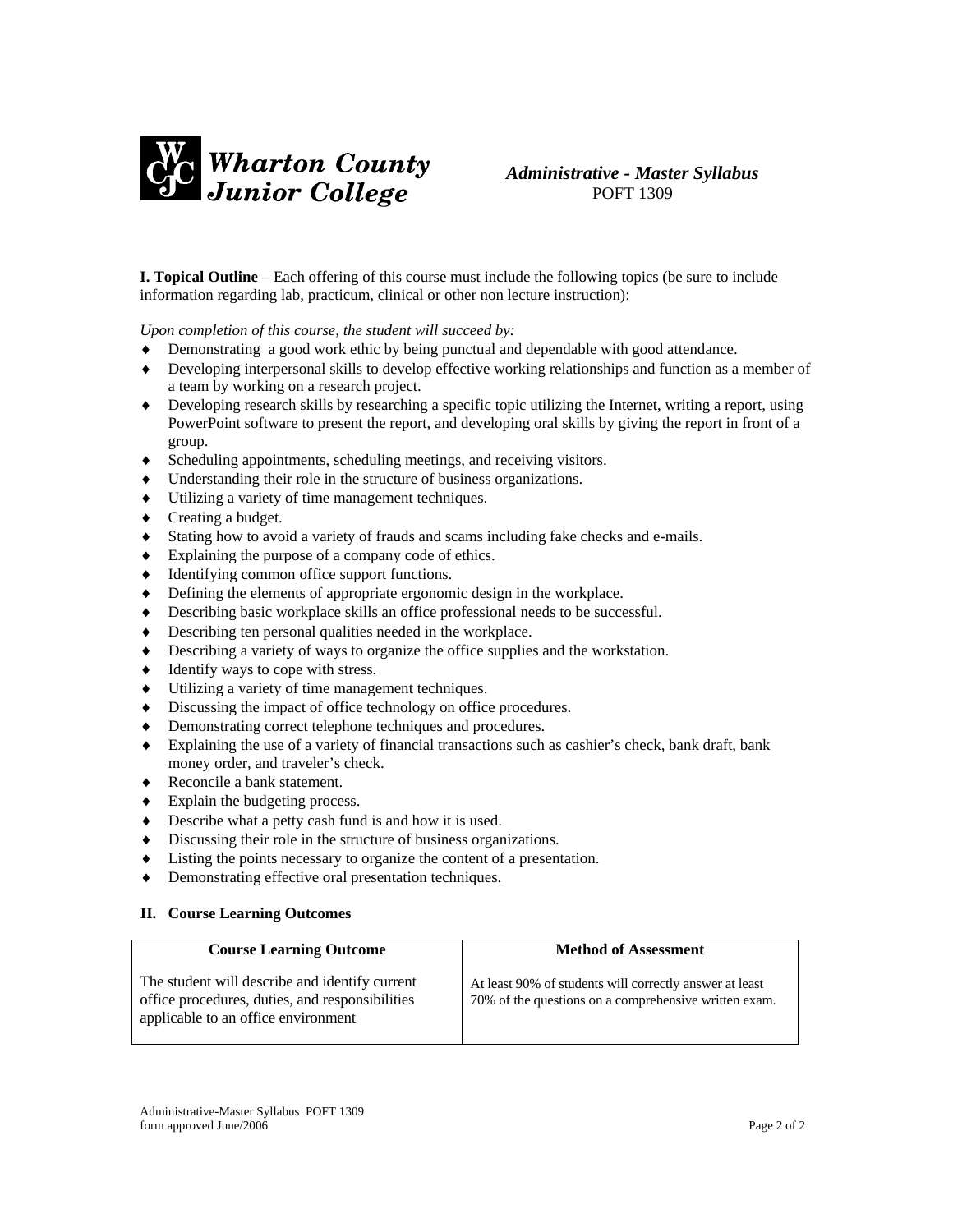Wharton County Junior College

*Administrative - Master Syllabus*
POFT 1309

**I. Topical Outline** – Each offering of this course must include the following topics (be sure to include information regarding lab, practicum, clinical or other non lecture instruction):

*Upon completion of this course, the student will succeed by:*

- Demonstrating a good work ethic by being punctual and dependable with good attendance.
- Developing interpersonal skills to develop effective working relationships and function as a member of a team by working on a research project.
- Developing research skills by researching a specific topic utilizing the Internet, writing a report, using PowerPoint software to present the report, and developing oral skills by giving the report in front of a group.
- Scheduling appointments, scheduling meetings, and receiving visitors.
- Understanding their role in the structure of business organizations.
- Utilizing a variety of time management techniques.
- Creating a budget.
- Stating how to avoid a variety of frauds and scams including fake checks and e-mails.
- Explaining the purpose of a company code of ethics.
- Identifying common office support functions.
- Defining the elements of appropriate ergonomic design in the workplace.
- Describing basic workplace skills an office professional needs to be successful.
- Describing ten personal qualities needed in the workplace.
- Describing a variety of ways to organize the office supplies and the workstation.
- Identify ways to cope with stress.
- Utilizing a variety of time management techniques.
- Discussing the impact of office technology on office procedures.
- Demonstrating correct telephone techniques and procedures.
- Explaining the use of a variety of financial transactions such as cashier's check, bank draft, bank money order, and traveler's check.
- Reconcile a bank statement.
- Explain the budgeting process.
- Describe what a petty cash fund is and how it is used.
- Discussing their role in the structure of business organizations.
- Listing the points necessary to organize the content of a presentation.
- Demonstrating effective oral presentation techniques.

## II. Course Learning Outcomes

| Course Learning Outcome | Method of Assessment |
| --- | --- |
| The student will describe and identify current office procedures, duties, and responsibilities applicable to an office environment | At least 90% of students will correctly answer at least 70% of the questions on a comprehensive written exam. |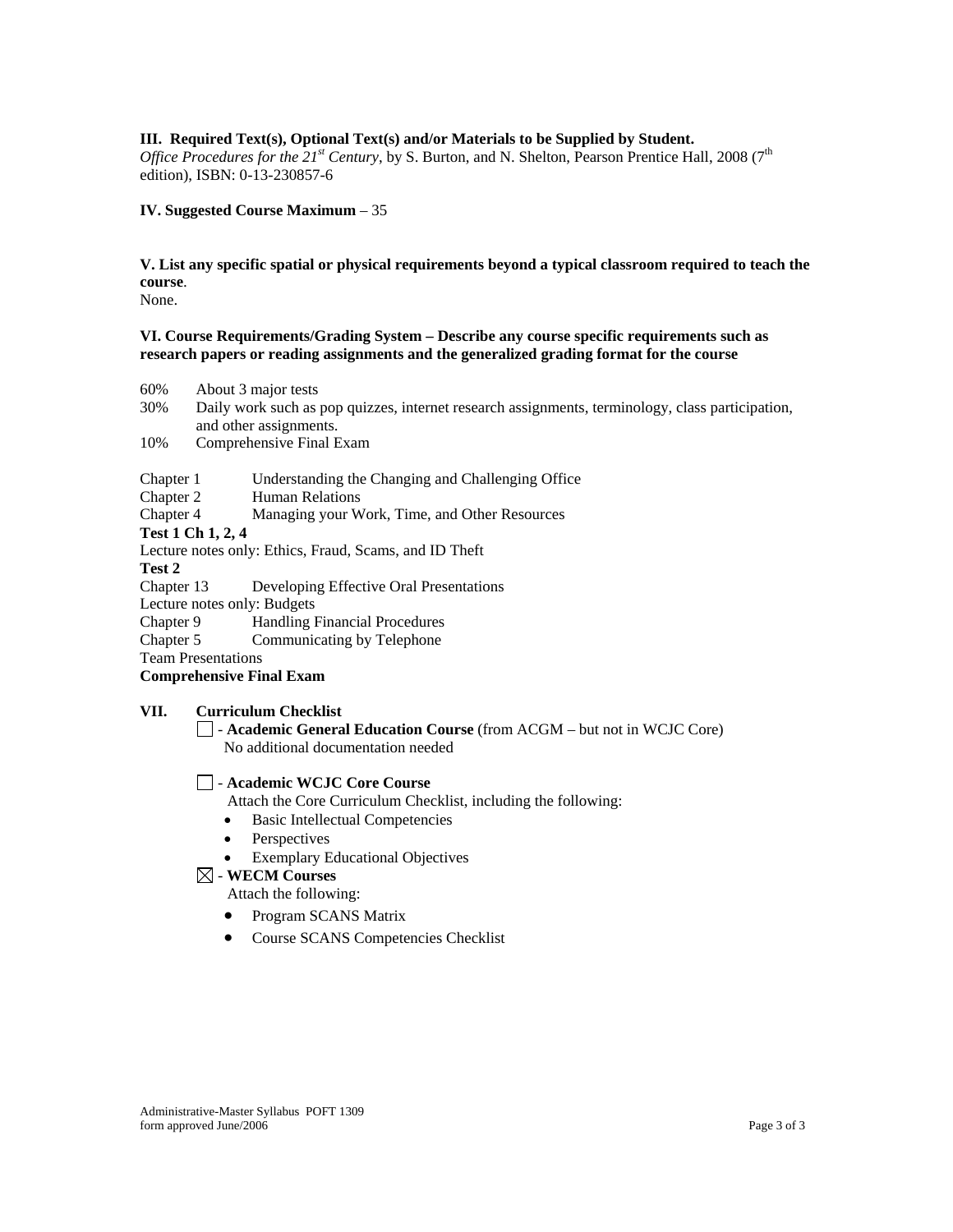**III. Required Text(s), Optional Text(s) and/or Materials to be Supplied by Student.**

*Office Procedures for the 21st Century*, by S. Burton, and N. Shelton, Pearson Prentice Hall, 2008 (7th edition), ISBN: 0-13-230857-6

**IV. Suggested Course Maximum** – 35

**V. List any specific spatial or physical requirements beyond a typical classroom required to teach the course**.

None.

**VI. Course Requirements/Grading System – Describe any course specific requirements such as research papers or reading assignments and the generalized grading format for the course**

| | |
|---|---|
| 60% | About 3 major tests |
| 30% | Daily work such as pop quizzes, internet research assignments, terminology, class participation, and other assignments. |
| 10% | Comprehensive Final Exam |

Chapter 1 Understanding the Changing and Challenging Office
Chapter 2 Human Relations
Chapter 4 Managing your Work, Time, and Other Resources
**Test 1 Ch 1, 2, 4**
Lecture notes only: Ethics, Fraud, Scams, and ID Theft
**Test 2**
Chapter 13 Developing Effective Oral Presentations
Lecture notes only: Budgets
Chapter 9 Handling Financial Procedures
Chapter 5 Communicating by Telephone
Team Presentations
**Comprehensive Final Exam**

**VII. Curriculum Checklist**

☐ - **Academic General Education Course** (from ACGM – but not in WCJC Core)
No additional documentation needed

☐ - **Academic WCJC Core Course**
Attach the Core Curriculum Checklist, including the following:

- Basic Intellectual Competencies
- Perspectives
- Exemplary Educational Objectives

☒ - **WECM Courses**
Attach the following:

- Program SCANS Matrix
- Course SCANS Competencies Checklist

Administrative-Master Syllabus POFT 1309
form approved June/2006